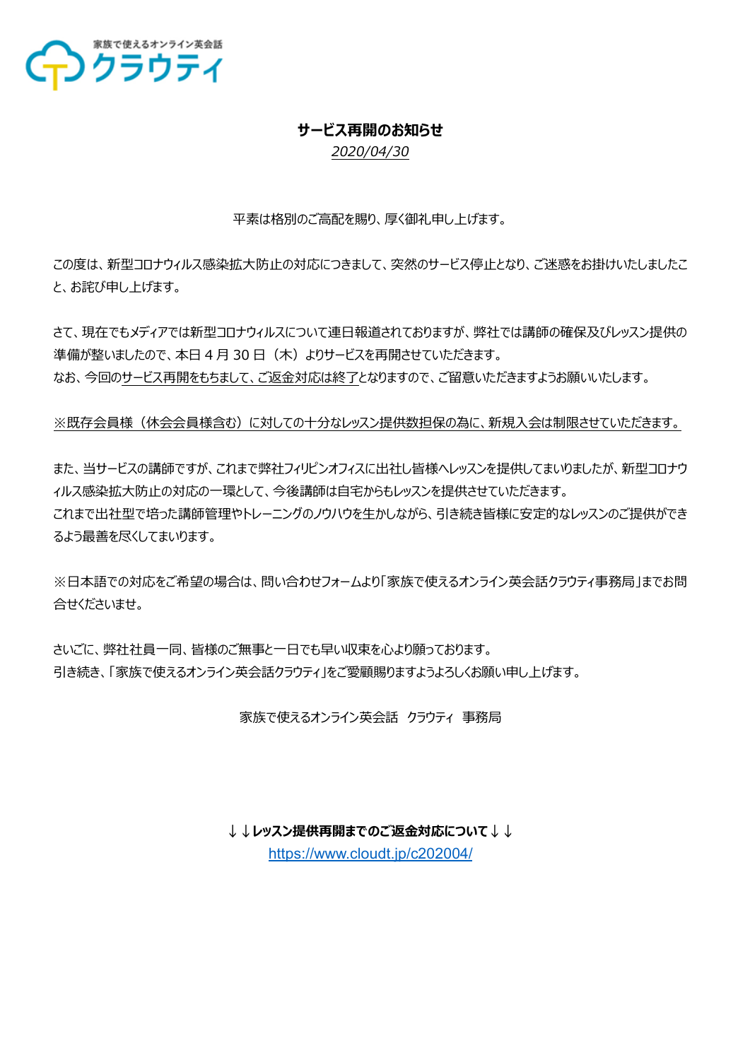家族で使えるオンライン英会話
クラウティ

## サービス再開のお知らせ

*2020/04/30*

平素は格別のご高配を賜り、厚く御礼申し上げます。

この度は、新型コロナウィルス感染拡大防止の対応につきまして、突然のサービス停止となり、ご迷惑をお掛けいたしましたこと、お詫び申し上げます。

さて、現在でもメディアでは新型コロナウィルスについて連日報道されておりますが、弊社では講師の確保及びレッスン提供の準備が整いましたので、本日 4 月 30 日（木）よりサービスを再開させていただきます。
なお、今回のサービス再開をもちまして、ご返金対応は終了となりますので、ご留意いただきますようお願いいたします。

※既存会員様（休会会員様含む）に対しての十分なレッスン提供数担保の為に、新規入会は制限させていただきます。

また、当サービスの講師ですが、これまで弊社フィリピンオフィスに出社し皆様へレッスンを提供してまいりましたが、新型コロナウィルス感染拡大防止の対応の一環として、今後講師は自宅からもレッスンを提供させていただきます。
これまで出社型で培った講師管理やトレーニングのノウハウを生かしながら、引き続き皆様に安定的なレッスンのご提供ができるよう最善を尽くしてまいります。

※日本語での対応をご希望の場合は、問い合わせフォームより「家族で使えるオンライン英会話クラウティ事務局」までお問合せくださいませ。

さいごに、弊社社員一同、皆様のご無事と一日でも早い収束を心より願っております。
引き続き、「家族で使えるオンライン英会話クラウティ」をご愛顧賜りますようよろしくお願い申し上げます。

家族で使えるオンライン英会話　クラウティ　事務局

**↓↓レッスン提供再開までのご返金対応について↓↓**

https://www.cloudt.jp/c202004/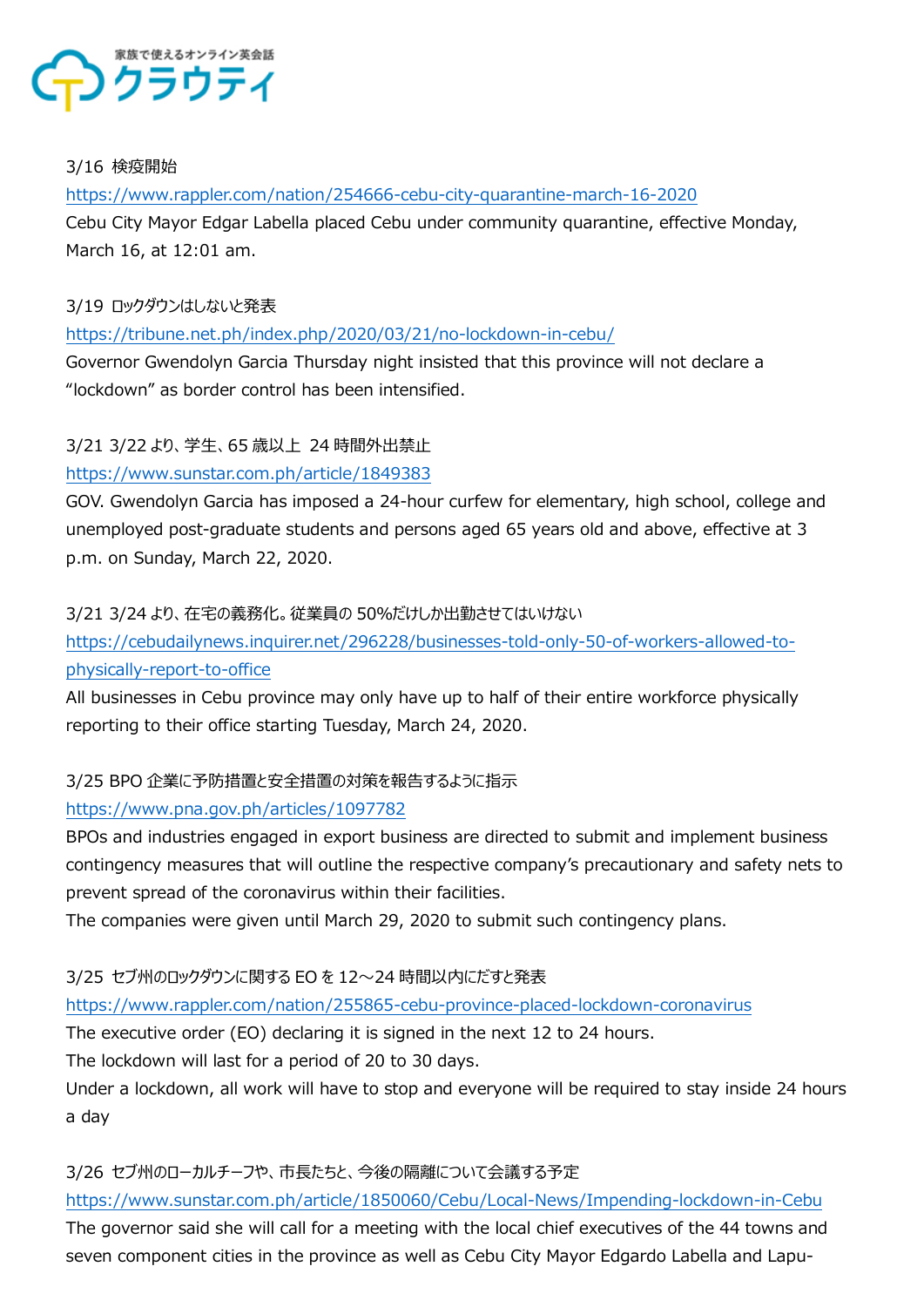3/16 検疫開始

https://www.rappler.com/nation/254666-cebu-city-quarantine-march-16-2020

Cebu City Mayor Edgar Labella placed Cebu under community quarantine, effective Monday, March 16, at 12:01 am.

3/19 ロックダウンはしないと発表

https://tribune.net.ph/index.php/2020/03/21/no-lockdown-in-cebu/

Governor Gwendolyn Garcia Thursday night insisted that this province will not declare a “lockdown” as border control has been intensified.

3/21 3/22 より、学生、65 歳以上 24 時間外出禁止

https://www.sunstar.com.ph/article/1849383

GOV. Gwendolyn Garcia has imposed a 24-hour curfew for elementary, high school, college and unemployed post-graduate students and persons aged 65 years old and above, effective at 3 p.m. on Sunday, March 22, 2020.

3/21 3/24 より、在宅の義務化。従業員の 50%だけしか出勤させてはいけない

https://cebudailynews.inquirer.net/296228/businesses-told-only-50-of-workers-allowed-to-physically-report-to-office

All businesses in Cebu province may only have up to half of their entire workforce physically reporting to their office starting Tuesday, March 24, 2020.

3/25 BPO 企業に予防措置と安全措置の対策を報告するように指示

https://www.pna.gov.ph/articles/1097782

BPOs and industries engaged in export business are directed to submit and implement business contingency measures that will outline the respective company’s precautionary and safety nets to prevent spread of the coronavirus within their facilities.

The companies were given until March 29, 2020 to submit such contingency plans.

3/25 セブ州のロックダウンに関する EO を 12～24 時間以内にだすと発表

https://www.rappler.com/nation/255865-cebu-province-placed-lockdown-coronavirus

The executive order (EO) declaring it is signed in the next 12 to 24 hours.

The lockdown will last for a period of 20 to 30 days.

Under a lockdown, all work will have to stop and everyone will be required to stay inside 24 hours a day

3/26 セブ州のローカルチーフや、市長たちと、今後の隔離について会議する予定

https://www.sunstar.com.ph/article/1850060/Cebu/Local-News/Impending-lockdown-in-Cebu

The governor said she will call for a meeting with the local chief executives of the 44 towns and seven component cities in the province as well as Cebu City Mayor Edgardo Labella and Lapu-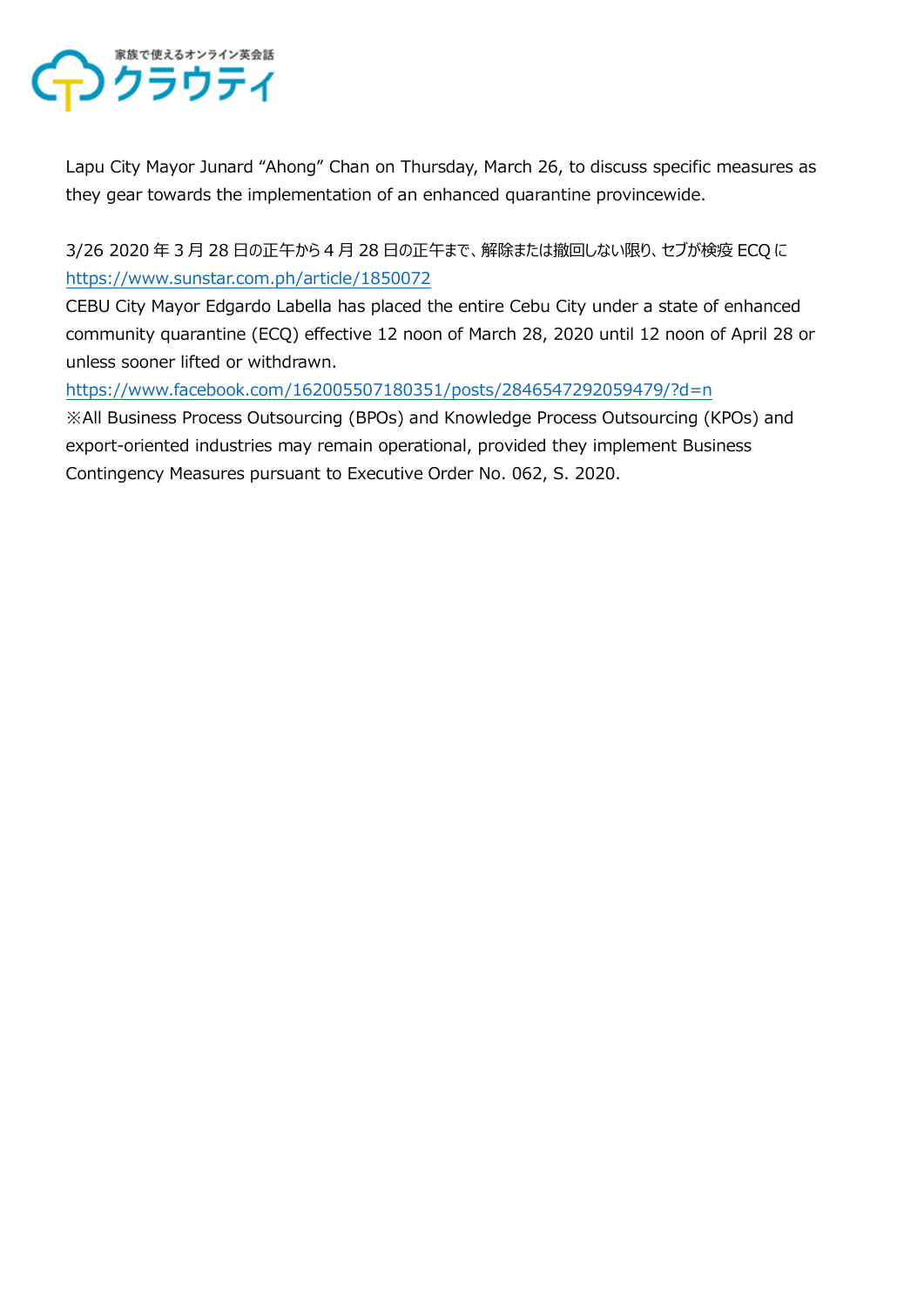Lapu City Mayor Junard "Ahong" Chan on Thursday, March 26, to discuss specific measures as they gear towards the implementation of an enhanced quarantine provincewide.

3/26 2020年3月28日の正午から4月28日の正午まで、解除または撤回しない限り、セブが検疫ECQに
https://www.sunstar.com.ph/article/1850072
CEBU City Mayor Edgardo Labella has placed the entire Cebu City under a state of enhanced community quarantine (ECQ) effective 12 noon of March 28, 2020 until 12 noon of April 28 or unless sooner lifted or withdrawn.
https://www.facebook.com/162005507180351/posts/2846547292059479/?d=n
※All Business Process Outsourcing (BPOs) and Knowledge Process Outsourcing (KPOs) and export-oriented industries may remain operational, provided they implement Business Contingency Measures pursuant to Executive Order No. 062, S. 2020.